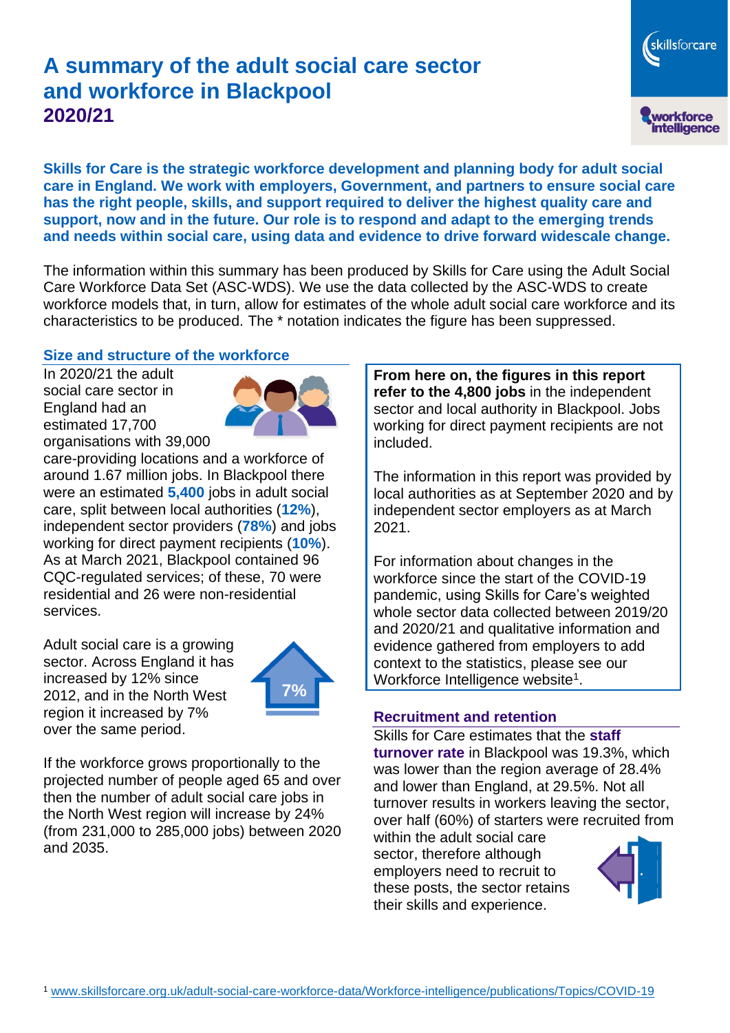# A summary of the adult social care sector and workforce in Blackpool
## 2020/21

**Skills for Care is the strategic workforce development and planning body for adult social care in England. We work with employers, Government, and partners to ensure social care has the right people, skills, and support required to deliver the highest quality care and support, now and in the future. Our role is to respond and adapt to the emerging trends and needs within social care, using data and evidence to drive forward widescale change.**

The information within this summary has been produced by Skills for Care using the Adult Social Care Workforce Data Set (ASC-WDS). We use the data collected by the ASC-WDS to create workforce models that, in turn, allow for estimates of the whole adult social care workforce and its characteristics to be produced. The * notation indicates the figure has been suppressed.

### Size and structure of the workforce

In 2020/21 the adult social care sector in England had an estimated 17,700 organisations with 39,000 care-providing locations and a workforce of around 1.67 million jobs. In Blackpool there were an estimated **5,400** jobs in adult social care, split between local authorities (**12%**), independent sector providers (**78%**) and jobs working for direct payment recipients (**10%**). As at March 2021, Blackpool contained 96 CQC-regulated services; of these, 70 were residential and 26 were non-residential services.

Adult social care is a growing sector. Across England it has increased by 12% since 2012, and in the North West region it increased by 7% over the same period.

7%

If the workforce grows proportionally to the projected number of people aged 65 and over then the number of adult social care jobs in the North West region will increase by 24% (from 231,000 to 285,000 jobs) between 2020 and 2035.

**From here on, the figures in this report refer to the 4,800 jobs** in the independent sector and local authority in Blackpool. Jobs working for direct payment recipients are not included.

The information in this report was provided by local authorities as at September 2020 and by independent sector employers as at March 2021.

For information about changes in the workforce since the start of the COVID-19 pandemic, using Skills for Care's weighted whole sector data collected between 2019/20 and 2020/21 and qualitative information and evidence gathered from employers to add context to the statistics, please see our Workforce Intelligence website[1].

### Recruitment and retention

Skills for Care estimates that the **staff turnover rate** in Blackpool was 19.3%, which was lower than the region average of 28.4% and lower than England, at 29.5%. Not all turnover results in workers leaving the sector, over half (60%) of starters were recruited from within the adult social care sector, therefore although employers need to recruit to these posts, the sector retains their skills and experience.

[1] www.skillsforcare.org.uk/adult-social-care-workforce-data/Workforce-intelligence/publications/Topics/COVID-19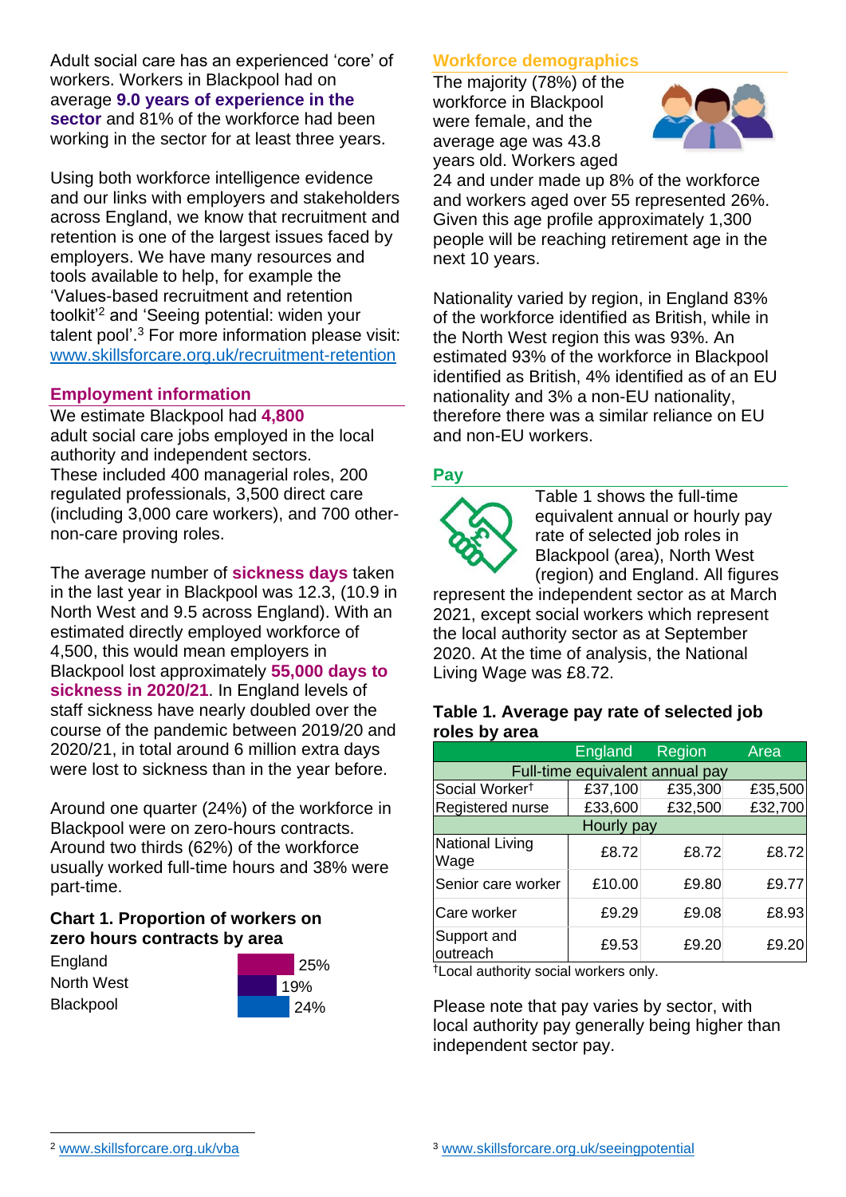Adult social care has an experienced 'core' of workers. Workers in Blackpool had on average **9.0 years of experience in the sector** and 81% of the workforce had been working in the sector for at least three years.

Using both workforce intelligence evidence and our links with employers and stakeholders across England, we know that recruitment and retention is one of the largest issues faced by employers. We have many resources and tools available to help, for example the 'Values-based recruitment and retention toolkit'[2] and 'Seeing potential: widen your talent pool'.[3] For more information please visit: www.skillsforcare.org.uk/recruitment-retention

## Employment information

We estimate Blackpool had **4,800** adult social care jobs employed in the local authority and independent sectors. These included 400 managerial roles, 200 regulated professionals, 3,500 direct care (including 3,000 care workers), and 700 other-non-care proving roles.

The average number of **sickness days** taken in the last year in Blackpool was 12.3, (10.9 in North West and 9.5 across England). With an estimated directly employed workforce of 4,500, this would mean employers in Blackpool lost approximately **55,000 days to sickness in 2020/21**. In England levels of staff sickness have nearly doubled over the course of the pandemic between 2019/20 and 2020/21, in total around 6 million extra days were lost to sickness than in the year before.

Around one quarter (24%) of the workforce in Blackpool were on zero-hours contracts. Around two thirds (62%) of the workforce usually worked full-time hours and 38% were part-time.

**Chart 1. Proportion of workers on zero hours contracts by area**

| Area | Proportion |
|---|---|
| England | 25% |
| North West | 19% |
| Blackpool | 24% |

## Workforce demographics

The majority (78%) of the workforce in Blackpool were female, and the average age was 43.8 years old. Workers aged 24 and under made up 8% of the workforce and workers aged over 55 represented 26%. Given this age profile approximately 1,300 people will be reaching retirement age in the next 10 years.

Nationality varied by region, in England 83% of the workforce identified as British, while in the North West region this was 93%. An estimated 93% of the workforce in Blackpool identified as British, 4% identified as of an EU nationality and 3% a non-EU nationality, therefore there was a similar reliance on EU and non-EU workers.

## Pay

Table 1 shows the full-time equivalent annual or hourly pay rate of selected job roles in Blackpool (area), North West (region) and England. All figures represent the independent sector as at March 2021, except social workers which represent the local authority sector as at September 2020. At the time of analysis, the National Living Wage was £8.72.

**Table 1. Average pay rate of selected job roles by area**

| | England | Region | Area |
|---|---|---|---|
| **Full-time equivalent annual pay** | | | |
| Social Worker† | £37,100 | £35,300 | £35,500 |
| Registered nurse | £33,600 | £32,500 | £32,700 |
| **Hourly pay** | | | |
| National Living Wage | £8.72 | £8.72 | £8.72 |
| Senior care worker | £10.00 | £9.80 | £9.77 |
| Care worker | £9.29 | £9.08 | £8.93 |
| Support and outreach | £9.53 | £9.20 | £9.20 |

†Local authority social workers only.

Please note that pay varies by sector, with local authority pay generally being higher than independent sector pay.

[2] www.skillsforcare.org.uk/vba

[3] www.skillsforcare.org.uk/seeingpotential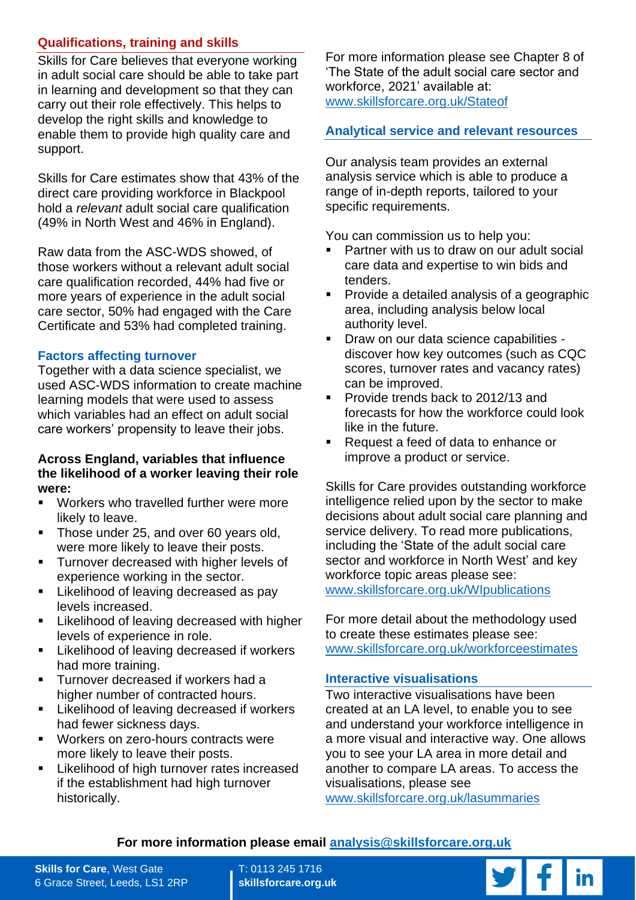## Qualifications, training and skills

Skills for Care believes that everyone working in adult social care should be able to take part in learning and development so that they can carry out their role effectively. This helps to develop the right skills and knowledge to enable them to provide high quality care and support.

Skills for Care estimates show that 43% of the direct care providing workforce in Blackpool hold a *relevant* adult social care qualification (49% in North West and 46% in England).

Raw data from the ASC-WDS showed, of those workers without a relevant adult social care qualification recorded, 44% had five or more years of experience in the adult social care sector, 50% had engaged with the Care Certificate and 53% had completed training.

## Factors affecting turnover

Together with a data science specialist, we used ASC-WDS information to create machine learning models that were used to assess which variables had an effect on adult social care workers' propensity to leave their jobs.

**Across England, variables that influence the likelihood of a worker leaving their role were:**

- Workers who travelled further were more likely to leave.
- Those under 25, and over 60 years old, were more likely to leave their posts.
- Turnover decreased with higher levels of experience working in the sector.
- Likelihood of leaving decreased as pay levels increased.
- Likelihood of leaving decreased with higher levels of experience in role.
- Likelihood of leaving decreased if workers had more training.
- Turnover decreased if workers had a higher number of contracted hours.
- Likelihood of leaving decreased if workers had fewer sickness days.
- Workers on zero-hours contracts were more likely to leave their posts.
- Likelihood of high turnover rates increased if the establishment had high turnover historically.

For more information please see Chapter 8 of 'The State of the adult social care sector and workforce, 2021' available at: www.skillsforcare.org.uk/Stateof

## Analytical service and relevant resources

Our analysis team provides an external analysis service which is able to produce a range of in-depth reports, tailored to your specific requirements.

You can commission us to help you:

- Partner with us to draw on our adult social care data and expertise to win bids and tenders.
- Provide a detailed analysis of a geographic area, including analysis below local authority level.
- Draw on our data science capabilities - discover how key outcomes (such as CQC scores, turnover rates and vacancy rates) can be improved.
- Provide trends back to 2012/13 and forecasts for how the workforce could look like in the future.
- Request a feed of data to enhance or improve a product or service.

Skills for Care provides outstanding workforce intelligence relied upon by the sector to make decisions about adult social care planning and service delivery. To read more publications, including the 'State of the adult social care sector and workforce in North West' and key workforce topic areas please see: www.skillsforcare.org.uk/WIpublications

For more detail about the methodology used to create these estimates please see: www.skillsforcare.org.uk/workforceestimates

## Interactive visualisations

Two interactive visualisations have been created at an LA level, to enable you to see and understand your workforce intelligence in a more visual and interactive way. One allows you to see your LA area in more detail and another to compare LA areas. To access the visualisations, please see www.skillsforcare.org.uk/lasummaries

**For more information please email analysis@skillsforcare.org.uk**

**Skills for Care**, West Gate
6 Grace Street, Leeds, LS1 2RP

T: 0113 245 1716
**skillsforcare.org.uk**